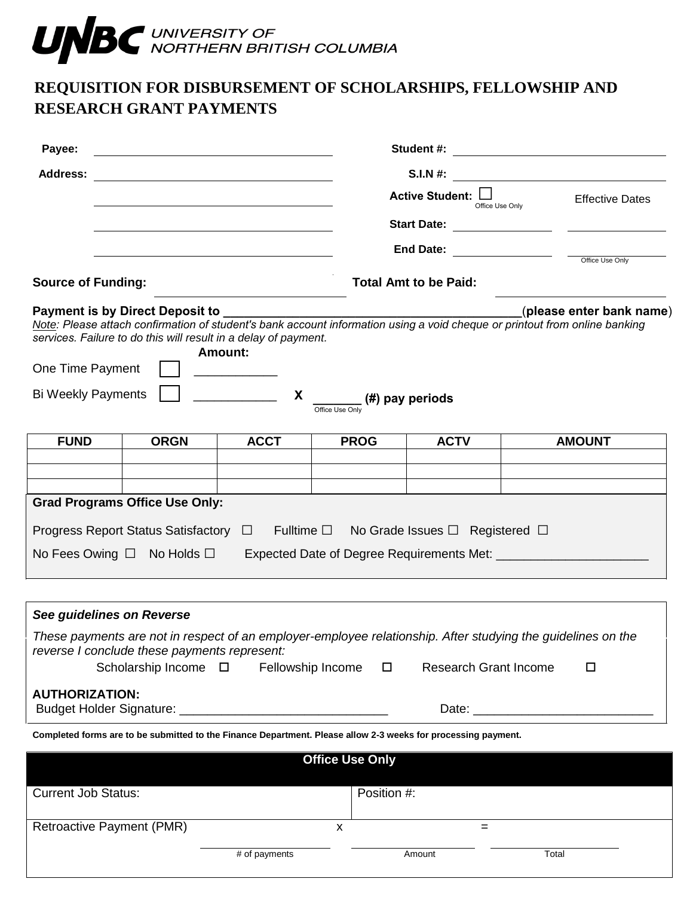UNBC UNIVERSITY OF NORTHERN BRITISH COLUMBIA

# REQUISITION FOR DISBURSEMENT OF SCHOLARSHIPS, FELLOWSHIP AND RESEARCH GRANT PAYMENTS

**Payee:** ______________________________ **Student #:** ______________________________

**Address:** ______________________________ **S.I.N #:** ______________________________

______________________________ **Active Student:** ☐ Office Use Only — Effective Dates

______________________________ **Start Date:** ______________ ______________

______________________________ **End Date:** ______________ ______________ Office Use Only

**Source of Funding:** ______________________________ **Total Amt to be Paid:** ______________________________

**Payment is by Direct Deposit to** ________________________________________(**please enter bank name**)

*Note: Please attach confirmation of student's bank account information using a void cheque or printout from online banking services. Failure to do this will result in a delay of payment.*

| | | **Amount:** | | |
|---|---|---|---|---|
| One Time Payment | ☐ | ___________ | | |
| Bi Weekly Payments | ☐ | ___________ | **X** | _______ **(#) pay periods** (Office Use Only) |

| FUND | ORGN | ACCT | PROG | ACTV | AMOUNT |
|---|---|---|---|---|---|
| | | | | | |
| | | | | | |
| | | | | | |

**Grad Programs Office Use Only:**

Progress Report Status Satisfactory ☐ Fulltime ☐ No Grade Issues ☐ Registered ☐

No Fees Owing ☐ No Holds ☐ Expected Date of Degree Requirements Met: ______________________

***See guidelines on Reverse***

*These payments are not in respect of an employer-employee relationship. After studying the guidelines on the reverse I conclude these payments represent:*

Scholarship Income ☐ Fellowship Income ☐ Research Grant Income ☐

**AUTHORIZATION:**

Budget Holder Signature: ______________________________ Date: __________________________

**Completed forms are to be submitted to the Finance Department. Please allow 2-3 weeks for processing payment.**

| Office Use Only | |
|---|---|
| Current Job Status: | Position #: |
| Retroactive Payment (PMR) ____________ x ____________ = ____________ | |
| # of payments / Amount / Total | |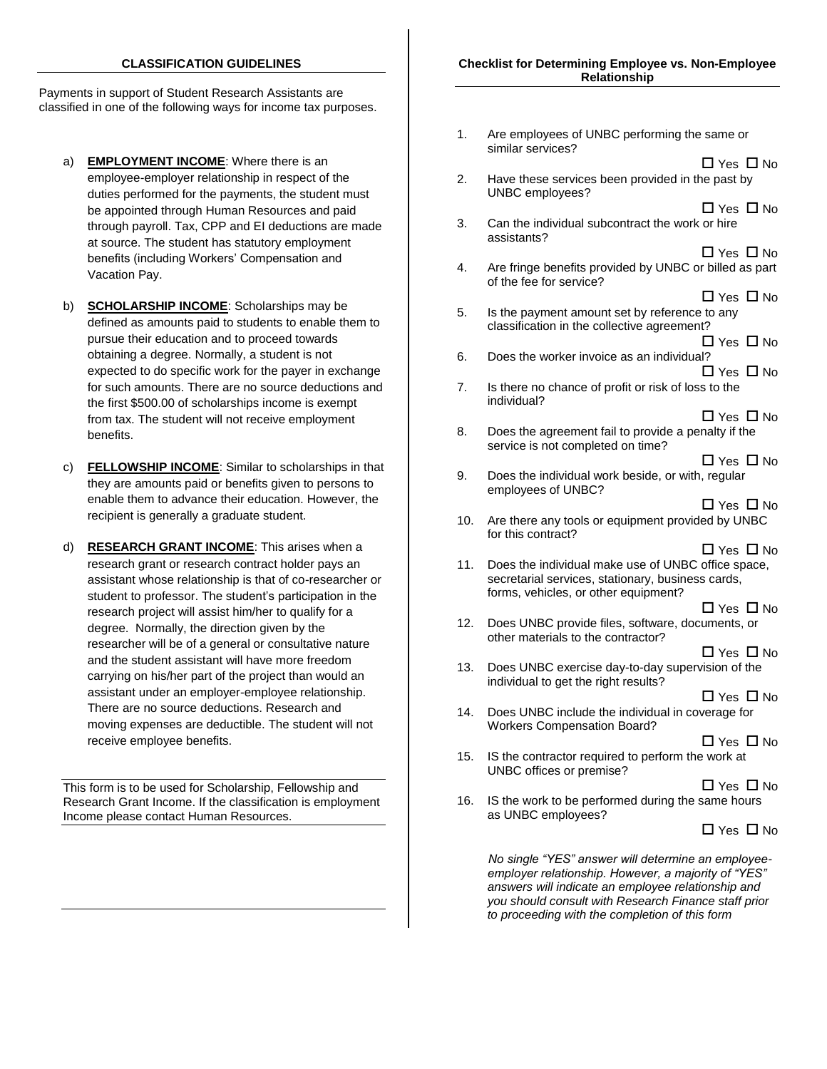## CLASSIFICATION GUIDELINES

Payments in support of Student Research Assistants are classified in one of the following ways for income tax purposes.

a) **EMPLOYMENT INCOME**: Where there is an employee-employer relationship in respect of the duties performed for the payments, the student must be appointed through Human Resources and paid through payroll. Tax, CPP and EI deductions are made at source. The student has statutory employment benefits (including Workers' Compensation and Vacation Pay.

b) **SCHOLARSHIP INCOME**: Scholarships may be defined as amounts paid to students to enable them to pursue their education and to proceed towards obtaining a degree. Normally, a student is not expected to do specific work for the payer in exchange for such amounts. There are no source deductions and the first $500.00 of scholarships income is exempt from tax. The student will not receive employment benefits.

c) **FELLOWSHIP INCOME**: Similar to scholarships in that they are amounts paid or benefits given to persons to enable them to advance their education. However, the recipient is generally a graduate student.

d) **RESEARCH GRANT INCOME**: This arises when a research grant or research contract holder pays an assistant whose relationship is that of co-researcher or student to professor. The student's participation in the research project will assist him/her to qualify for a degree. Normally, the direction given by the researcher will be of a general or consultative nature and the student assistant will have more freedom carrying on his/her part of the project than would an assistant under an employer-employee relationship. There are no source deductions. Research and moving expenses are deductible. The student will not receive employee benefits.

This form is to be used for Scholarship, Fellowship and Research Grant Income. If the classification is employment Income please contact Human Resources.

## Checklist for Determining Employee vs. Non-Employee Relationship

1. Are employees of UNBC performing the same or similar services?
☐ Yes ☐ No
2. Have these services been provided in the past by UNBC employees?
☐ Yes ☐ No
3. Can the individual subcontract the work or hire assistants?
☐ Yes ☐ No
4. Are fringe benefits provided by UNBC or billed as part of the fee for service?
☐ Yes ☐ No
5. Is the payment amount set by reference to any classification in the collective agreement?
☐ Yes ☐ No
6. Does the worker invoice as an individual?
☐ Yes ☐ No
7. Is there no chance of profit or risk of loss to the individual?
☐ Yes ☐ No
8. Does the agreement fail to provide a penalty if the service is not completed on time?
☐ Yes ☐ No
9. Does the individual work beside, or with, regular employees of UNBC?
☐ Yes ☐ No
10. Are there any tools or equipment provided by UNBC for this contract?
☐ Yes ☐ No
11. Does the individual make use of UNBC office space, secretarial services, stationary, business cards, forms, vehicles, or other equipment?
☐ Yes ☐ No
12. Does UNBC provide files, software, documents, or other materials to the contractor?
☐ Yes ☐ No
13. Does UNBC exercise day-to-day supervision of the individual to get the right results?
☐ Yes ☐ No
14. Does UNBC include the individual in coverage for Workers Compensation Board?
☐ Yes ☐ No
15. IS the contractor required to perform the work at UNBC offices or premise?
☐ Yes ☐ No
16. IS the work to be performed during the same hours as UNBC employees?
☐ Yes ☐ No

*No single "YES" answer will determine an employee-employer relationship. However, a majority of "YES" answers will indicate an employee relationship and you should consult with Research Finance staff prior to proceeding with the completion of this form*